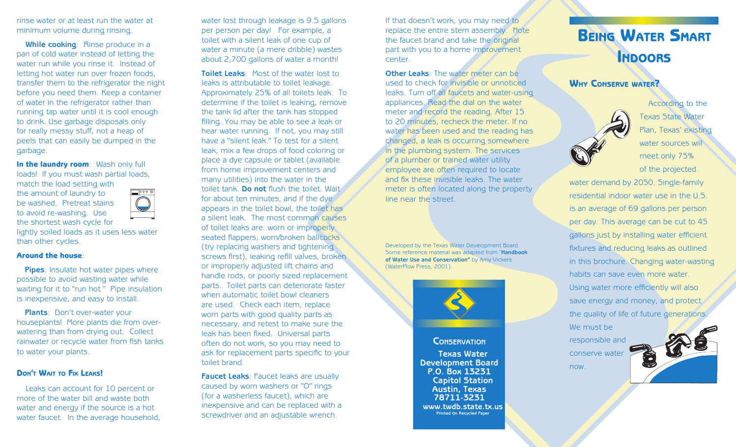rinse water or at least run the water at minimum volume during rinsing.

**While cooking**: Rinse produce in a pan of cold water instead of letting the water run while you rinse it. Instead of letting hot water run over frozen foods, transfer them to the refrigerator the night before you need them. Keep a container of water in the refrigerator rather than running tap water until it is cool enough to drink. Use garbage disposals only for really messy stuff, not a heap of peels that can easily be dumped in the garbage.

**In the laundry room**: Wash only full loads! If you must wash partial loads, match the load setting with the amount of laundry to be washed. Pretreat stains to avoid re-washing. Use the shortest wash cycle for lightly soiled loads as it uses less water than other cycles.

**Around the house**:

**Pipes**: Insulate hot water pipes where possible to avoid wasting water while waiting for it to "run hot." Pipe insulation is inexpensive, and easy to install.

**Plants**: Don't over-water your houseplants! More plants die from over-watering than from drying out. Collect rainwater or recycle water from fish tanks to water your plants.

### Don't Wait to Fix Leaks!

Leaks can account for 10 percent or more of the water bill and waste both water and energy if the source is a hot water faucet. In the average household, water lost through leakage is 9.5 gallons per person per day! For example, a toilet with a silent leak of one cup of water a minute (a mere dribble) wastes about 2,700 gallons of water a month!

**Toilet Leaks**: Most of the water lost to leaks is attributable to toilet leakage. Approximately 25% of all toilets leak. To determine if the toilet is leaking, remove the tank lid after the tank has stopped filling. You may be able to see a leak or hear water running. If not, you may still have a "silent leak." To test for a silent leak, mix a few drops of food coloring or place a dye capsule or tablet (available from home improvement centers and many utilities) into the water in the toilet tank. **Do not** flush the toilet. Wait for about ten minutes, and if the dye appears in the toilet bowl, the toilet has a silent leak. The most common causes of toilet leaks are: worn or improperly seated flappers, worn/broken ballcocks (try replacing washers and tightening screws first), leaking refill valves, broken or improperly adjusted lift chains and handle rods, or poorly sized replacement parts. Toilet parts can deteriorate faster when automatic toilet bowl cleaners are used. Check each item, replace worn parts with good quality parts as necessary, and retest to make sure the leak has been fixed. Universal parts often do not work, so you may need to ask for replacement parts specific to your toilet brand.

**Faucet Leaks**: Faucet leaks are usually caused by worn washers or "O" rings (for a washerless faucet), which are inexpensive and can be replaced with a screwdriver and an adjustable wrench. If that doesn't work, you may need to replace the entire stem assembly. Note the faucet brand and take the original part with you to a home improvement center.

**Other Leaks**: The water meter can be used to check for invisible or unnoticed leaks. Turn off all faucets and water-using appliances. Read the dial on the water meter and record the reading. After 15 to 20 minutes, recheck the meter. If no water has been used and the reading has changed, a leak is occurring somewhere in the plumbing system. The services of a plumber or trained water utility employee are often required to locate and fix these invisible leaks. The water meter is often located along the property line near the street.

Developed by the Texas Water Development Board. Some reference material was adapted from "**Handbook of Water Use and Conservation**" by Amy Vickers (WaterPlow Press, 2001).

**Conservation**

**Texas Water Development Board**
**P.O. Box 13231**
**Capitol Station**
**Austin, Texas**
**78711-3231**
**www.twdb.state.tx.us**
**Printed On Recycled Paper**

# Being Water Smart Indoors

### Why Conserve Water?

According to the Texas State Water Plan, Texas' existing water sources will meet only 75% of the projected water demand by 2050. Single-family residential indoor water use in the U.S. is an average of 69 gallons per person per day. This average can be cut to 45 gallons just by installing water efficient fixtures and reducing leaks as outlined in this brochure. Changing water-wasting habits can save even more water. Using water more efficiently will also save energy and money, and protect the quality of life of future generations. We must be responsible and conserve water now.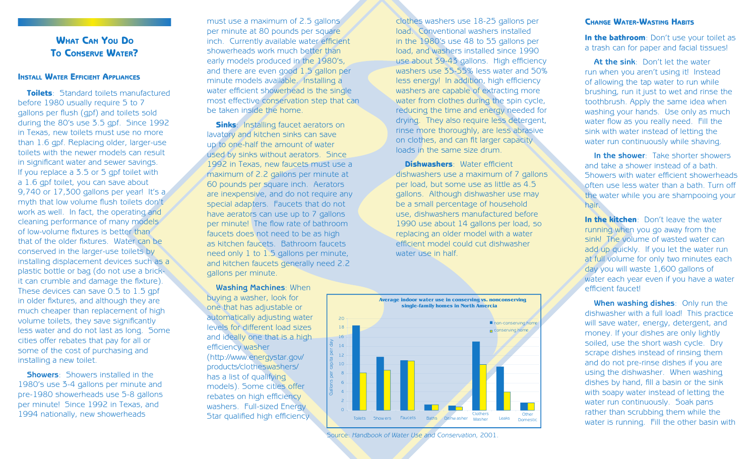## What Can You Do To Conserve Water?

### Install Water Efficient Appliances

**Toilets**: Standard toilets manufactured before 1980 usually require 5 to 7 gallons per flush (gpf) and toilets sold during the 80's use 3.5 gpf. Since 1992 in Texas, new toilets must use no more than 1.6 gpf. Replacing older, larger-use toilets with the newer models can result in significant water and sewer savings. If you replace a 3.5 or 5 gpf toilet with a 1.6 gpf toilet, you can save about 9,740 or 17,300 gallons per year! It's a myth that low volume flush toilets don't work as well. In fact, the operating and cleaning performance of many models of low-volume fixtures is better than that of the older fixtures. Water can be conserved in the larger-use toilets by installing displacement devices such as a plastic bottle or bag (do not use a brick-it can crumble and damage the fixture). These devices can save 0.5 to 1.5 gpf in older fixtures, and although they are much cheaper than replacement of high volume toilets, they save significantly less water and do not last as long. Some cities offer rebates that pay for all or some of the cost of purchasing and installing a new toilet.

**Showers**: Showers installed in the 1980's use 3-4 gallons per minute and pre-1980 showerheads use 5-8 gallons per minute! Since 1992 in Texas, and 1994 nationally, new showerheads must use a maximum of 2.5 gallons per minute at 80 pounds per square inch. Currently available water efficient showerheads work much better than early models produced in the 1980's, and there are even good 1.5 gallon per minute models available. Installing a water efficient showerhead is the single most effective conservation step that can be taken inside the home.

**Sinks**: Installing faucet aerators on lavatory and kitchen sinks can save up to one-half the amount of water used by sinks without aerators. Since 1992 in Texas, new faucets must use a maximum of 2.2 gallons per minute at 60 pounds per square inch. Aerators are inexpensive, and do not require any special adapters. Faucets that do not have aerators can use up to 7 gallons per minute! The flow rate of bathroom faucets does not need to be as high as kitchen faucets. Bathroom faucets need only 1 to 1.5 gallons per minute, and kitchen faucets generally need 2.2 gallons per minute.

**Washing Machines**: When buying a washer, look for one that has adjustable or automatically adjusting water levels for different load sizes and ideally one that is a high efficiency washer (http://www.energystar.gov/products/clotheswashers/ has a list of qualifying models). Some cities offer rebates on high efficiency washers. Full-sized Energy Star qualified high efficiency clothes washers use 18-25 gallons per load. Conventional washers installed in the 1980's use 48 to 55 gallons per load, and washers installed since 1990 use about 39-43 gallons. High efficiency washers use 35-55% less water and 50% less energy! In addition, high efficiency washers are capable of extracting more water from clothes during the spin cycle, reducing the time and energy needed for drying. They also require less detergent, rinse more thoroughly, are less abrasive on clothes, and can fit larger capacity loads in the same size drum.

**Dishwashers**: Water efficient dishwashers use a maximum of 7 gallons per load, but some use as little as 4.5 gallons. Although dishwasher use may be a small percentage of household use, dishwashers manufactured before 1990 use about 14 gallons per load, so replacing an older model with a water efficient model could cut dishwasher water use in half.

Average indoor water use in conserving vs. nonconserving single-family homes in North Amercia

non-conserving home
conserving home

Gallons per capita per day

0
2
4
6
8
10
12
14
16
18
20

Toilets, Showers, Faucets, Baths, Dishwasher, Clothes Washer, Leaks, Other Domestic

Source: *Handbook of Water Use and Conservation*, 2001.

### Change Water-Wasting Habits

**In the bathroom**: Don't use your toilet as a trash can for paper and facial tissues!

**At the sink**: Don't let the water run when you aren't using it! Instead of allowing the tap water to run while brushing, run it just to wet and rinse the toothbrush. Apply the same idea when washing your hands. Use only as much water flow as you really need. Fill the sink with water instead of letting the water run continuously while shaving.

**In the shower**: Take shorter showers and take a shower instead of a bath. Showers with water efficient showerheads often use less water than a bath. Turn off the water while you are shampooing your hair.

**In the kitchen**: Don't leave the water running when you go away from the sink! The volume of wasted water can add up quickly. If you let the water run at full volume for only two minutes each day you will waste 1,600 gallons of water each year even if you have a water efficient faucet!

**When washing dishes**: Only run the dishwasher with a full load! This practice will save water, energy, detergent, and money. If your dishes are only lightly soiled, use the short wash cycle. Dry scrape dishes instead of rinsing them and do not pre-rinse dishes if you are using the dishwasher. When washing dishes by hand, fill a basin or the sink with soapy water instead of letting the water run continuously. Soak pans rather than scrubbing them while the water is running. Fill the other basin with